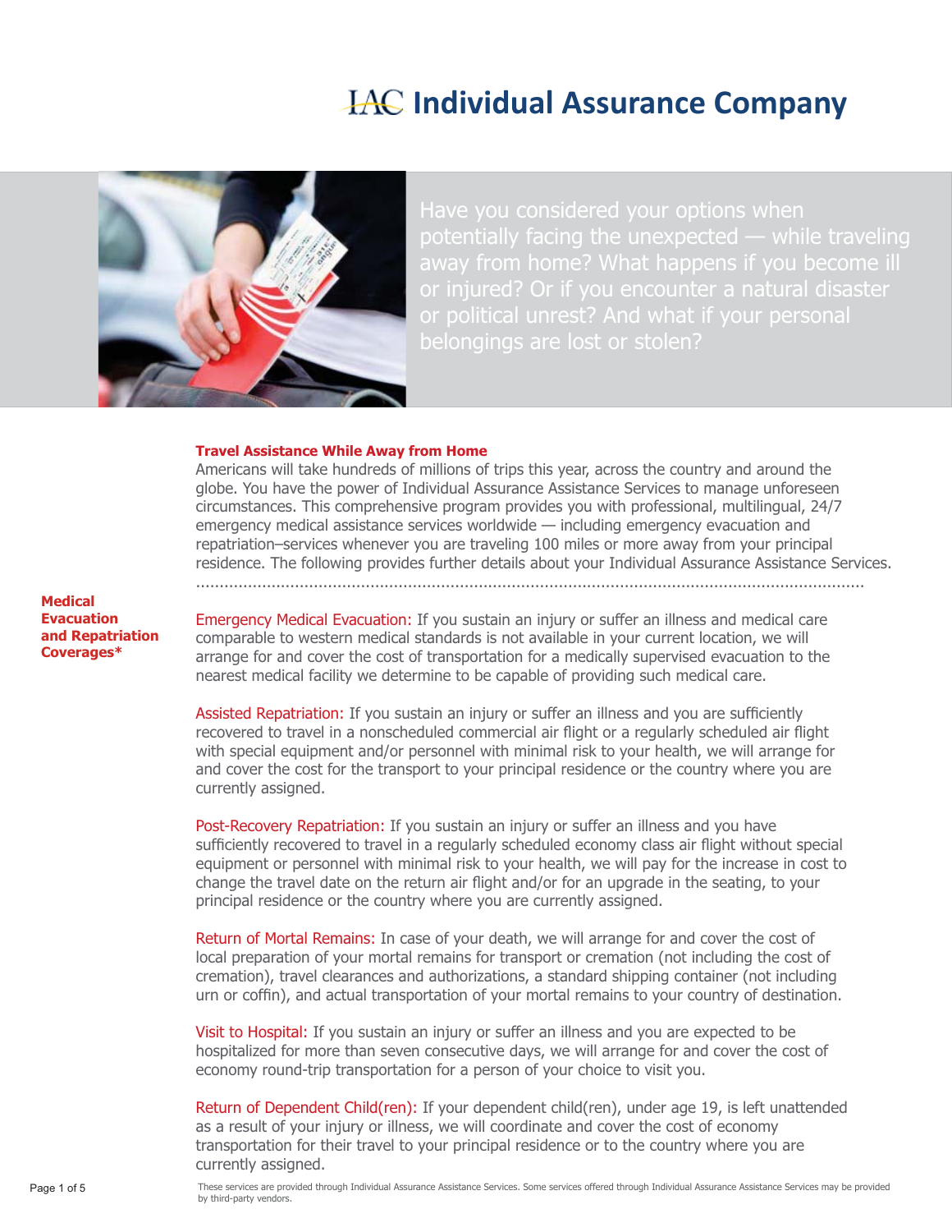# IAC Individual Assurance Company

Have you considered your options when potentially facing the unexpected — while traveling away from home? What happens if you become ill or injured? Or if you encounter a natural disaster or political unrest? And what if your personal belongings are lost or stolen?

## Travel Assistance While Away from Home

Americans will take hundreds of millions of trips this year, across the country and around the globe. You have the power of Individual Assurance Assistance Services to manage unforeseen circumstances. This comprehensive program provides you with professional, multilingual, 24/7 emergency medical assistance services worldwide — including emergency evacuation and repatriation–services whenever you are traveling 100 miles or more away from your principal residence. The following provides further details about your Individual Assurance Assistance Services.

### Medical Evacuation and Repatriation Coverages*

**Emergency Medical Evacuation:** If you sustain an injury or suffer an illness and medical care comparable to western medical standards is not available in your current location, we will arrange for and cover the cost of transportation for a medically supervised evacuation to the nearest medical facility we determine to be capable of providing such medical care.

**Assisted Repatriation:** If you sustain an injury or suffer an illness and you are sufficiently recovered to travel in a nonscheduled commercial air flight or a regularly scheduled air flight with special equipment and/or personnel with minimal risk to your health, we will arrange for and cover the cost for the transport to your principal residence or the country where you are currently assigned.

**Post-Recovery Repatriation:** If you sustain an injury or suffer an illness and you have sufficiently recovered to travel in a regularly scheduled economy class air flight without special equipment or personnel with minimal risk to your health, we will pay for the increase in cost to change the travel date on the return air flight and/or for an upgrade in the seating, to your principal residence or the country where you are currently assigned.

**Return of Mortal Remains:** In case of your death, we will arrange for and cover the cost of local preparation of your mortal remains for transport or cremation (not including the cost of cremation), travel clearances and authorizations, a standard shipping container (not including urn or coffin), and actual transportation of your mortal remains to your country of destination.

**Visit to Hospital:** If you sustain an injury or suffer an illness and you are expected to be hospitalized for more than seven consecutive days, we will arrange for and cover the cost of economy round-trip transportation for a person of your choice to visit you.

**Return of Dependent Child(ren):** If your dependent child(ren), under age 19, is left unattended as a result of your injury or illness, we will coordinate and cover the cost of economy transportation for their travel to your principal residence or to the country where you are currently assigned.

These services are provided through Individual Assurance Assistance Services. Some services offered through Individual Assurance Assistance Services may be provided by third-party vendors.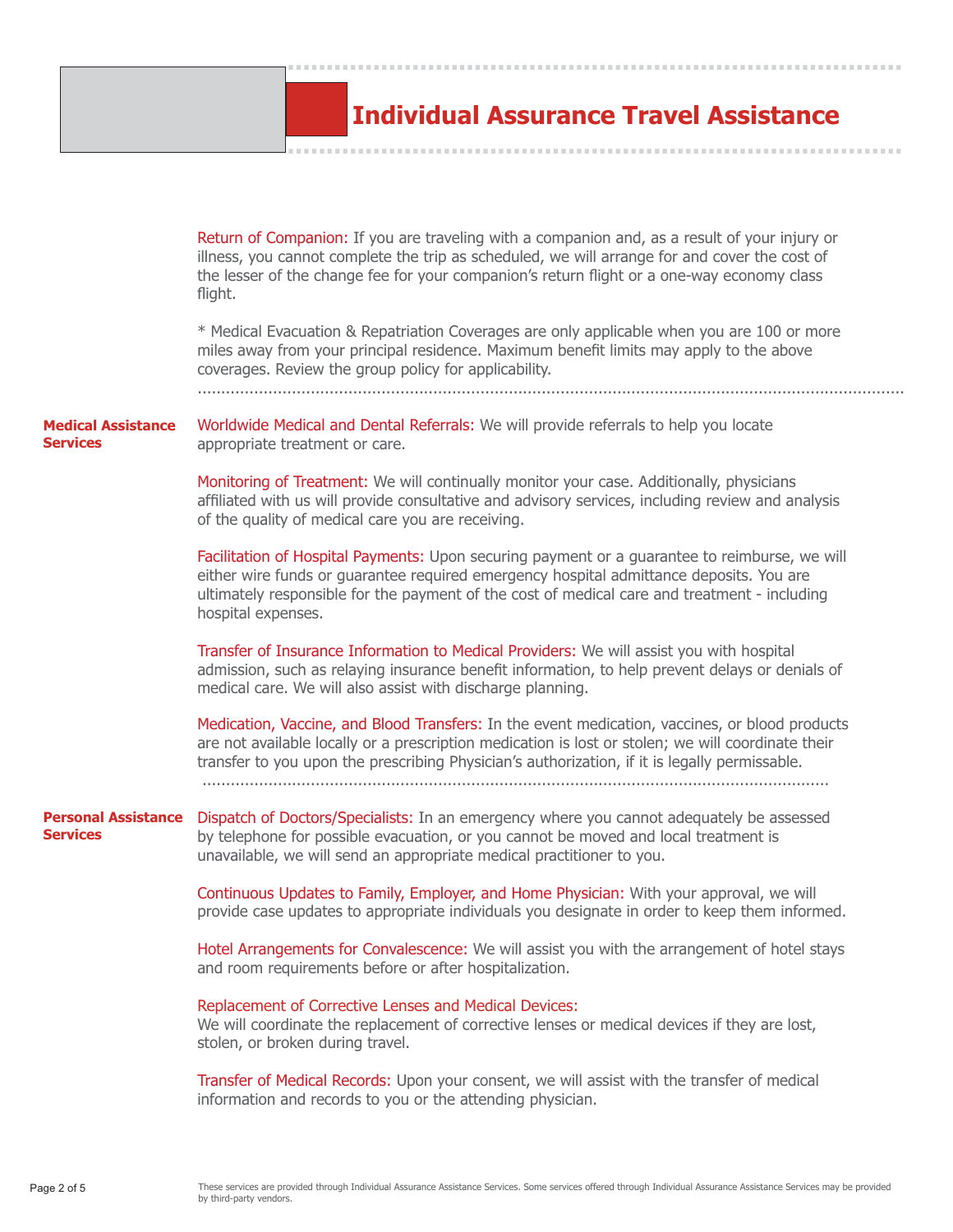# Individual Assurance Travel Assistance

Return of Companion: If you are traveling with a companion and, as a result of your injury or illness, you cannot complete the trip as scheduled, we will arrange for and cover the cost of the lesser of the change fee for your companion's return flight or a one-way economy class flight.

* Medical Evacuation & Repatriation Coverages are only applicable when you are 100 or more miles away from your principal residence. Maximum benefit limits may apply to the above coverages. Review the group policy for applicability.

---

## Medical Assistance Services

Worldwide Medical and Dental Referrals: We will provide referrals to help you locate appropriate treatment or care.

Monitoring of Treatment: We will continually monitor your case. Additionally, physicians affiliated with us will provide consultative and advisory services, including review and analysis of the quality of medical care you are receiving.

Facilitation of Hospital Payments: Upon securing payment or a guarantee to reimburse, we will either wire funds or guarantee required emergency hospital admittance deposits. You are ultimately responsible for the payment of the cost of medical care and treatment - including hospital expenses.

Transfer of Insurance Information to Medical Providers: We will assist you with hospital admission, such as relaying insurance benefit information, to help prevent delays or denials of medical care. We will also assist with discharge planning.

Medication, Vaccine, and Blood Transfers: In the event medication, vaccines, or blood products are not available locally or a prescription medication is lost or stolen; we will coordinate their transfer to you upon the prescribing Physician's authorization, if it is legally permissable.

---

## Personal Assistance Services

Dispatch of Doctors/Specialists: In an emergency where you cannot adequately be assessed by telephone for possible evacuation, or you cannot be moved and local treatment is unavailable, we will send an appropriate medical practitioner to you.

Continuous Updates to Family, Employer, and Home Physician: With your approval, we will provide case updates to appropriate individuals you designate in order to keep them informed.

Hotel Arrangements for Convalescence: We will assist you with the arrangement of hotel stays and room requirements before or after hospitalization.

Replacement of Corrective Lenses and Medical Devices:
We will coordinate the replacement of corrective lenses or medical devices if they are lost, stolen, or broken during travel.

Transfer of Medical Records: Upon your consent, we will assist with the transfer of medical information and records to you or the attending physician.

These services are provided through Individual Assurance Assistance Services. Some services offered through Individual Assurance Assistance Services may be provided by third-party vendors.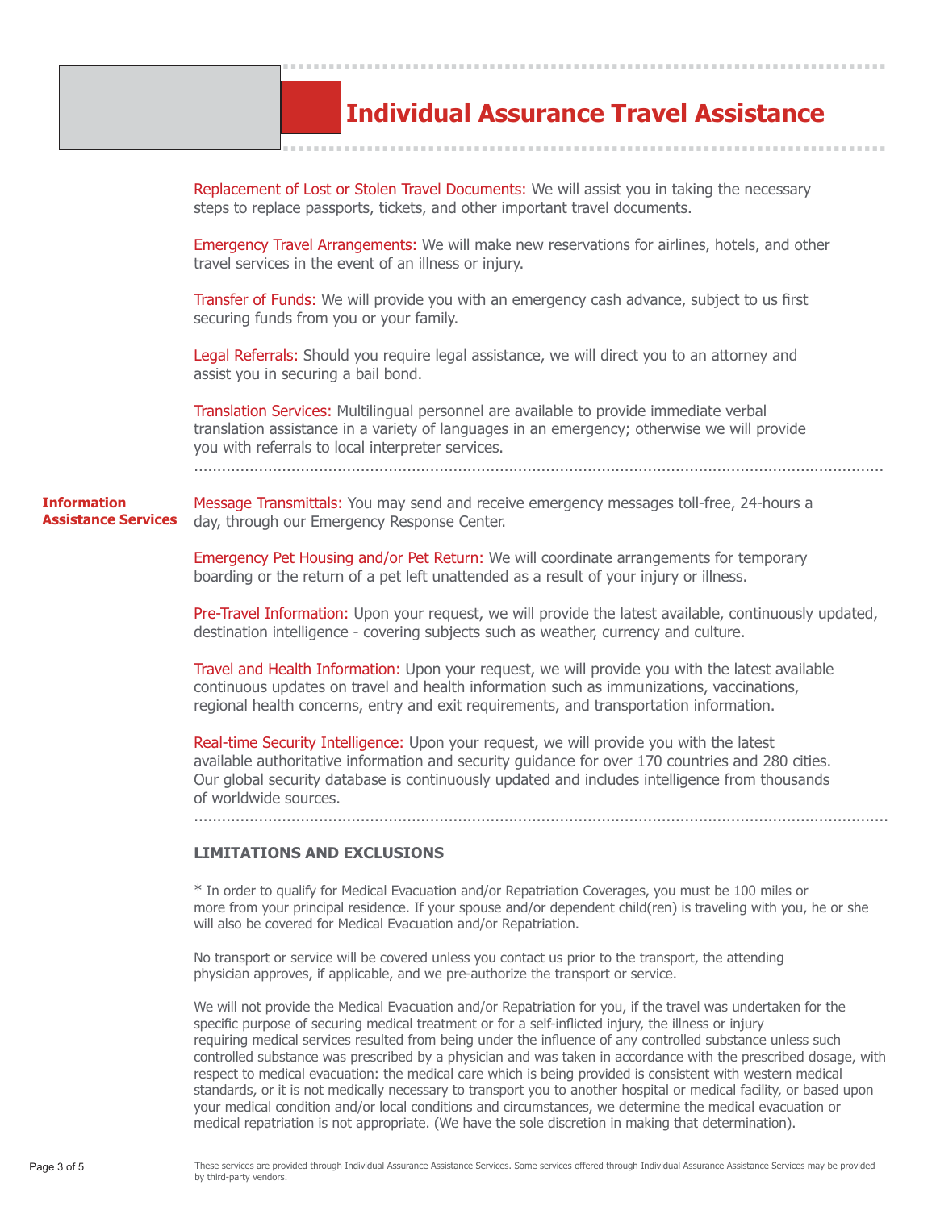# Individual Assurance Travel Assistance

**Replacement of Lost or Stolen Travel Documents:** We will assist you in taking the necessary steps to replace passports, tickets, and other important travel documents.

**Emergency Travel Arrangements:** We will make new reservations for airlines, hotels, and other travel services in the event of an illness or injury.

**Transfer of Funds:** We will provide you with an emergency cash advance, subject to us first securing funds from you or your family.

**Legal Referrals:** Should you require legal assistance, we will direct you to an attorney and assist you in securing a bail bond.

**Translation Services:** Multilingual personnel are available to provide immediate verbal translation assistance in a variety of languages in an emergency; otherwise we will provide you with referrals to local interpreter services.

## Information Assistance Services

**Message Transmittals:** You may send and receive emergency messages toll-free, 24-hours a day, through our Emergency Response Center.

**Emergency Pet Housing and/or Pet Return:** We will coordinate arrangements for temporary boarding or the return of a pet left unattended as a result of your injury or illness.

**Pre-Travel Information:** Upon your request, we will provide the latest available, continuously updated, destination intelligence - covering subjects such as weather, currency and culture.

**Travel and Health Information:** Upon your request, we will provide you with the latest available continuous updates on travel and health information such as immunizations, vaccinations, regional health concerns, entry and exit requirements, and transportation information.

**Real-time Security Intelligence:** Upon your request, we will provide you with the latest available authoritative information and security guidance for over 170 countries and 280 cities. Our global security database is continuously updated and includes intelligence from thousands of worldwide sources.

## LIMITATIONS AND EXCLUSIONS

* In order to qualify for Medical Evacuation and/or Repatriation Coverages, you must be 100 miles or more from your principal residence. If your spouse and/or dependent child(ren) is traveling with you, he or she will also be covered for Medical Evacuation and/or Repatriation.

No transport or service will be covered unless you contact us prior to the transport, the attending physician approves, if applicable, and we pre-authorize the transport or service.

We will not provide the Medical Evacuation and/or Repatriation for you, if the travel was undertaken for the specific purpose of securing medical treatment or for a self-inflicted injury, the illness or injury requiring medical services resulted from being under the influence of any controlled substance unless such controlled substance was prescribed by a physician and was taken in accordance with the prescribed dosage, with respect to medical evacuation: the medical care which is being provided is consistent with western medical standards, or it is not medically necessary to transport you to another hospital or medical facility, or based upon your medical condition and/or local conditions and circumstances, we determine the medical evacuation or medical repatriation is not appropriate. (We have the sole discretion in making that determination).

These services are provided through Individual Assurance Assistance Services. Some services offered through Individual Assurance Assistance Services may be provided by third-party vendors.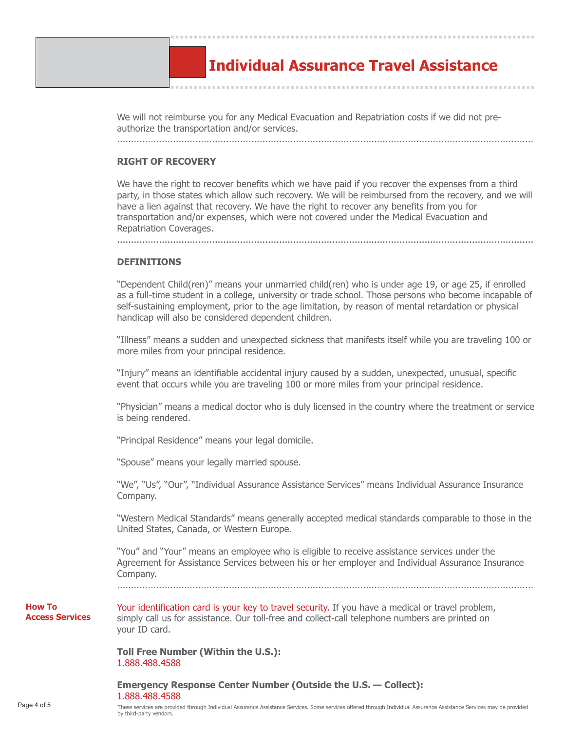# Individual Assurance Travel Assistance

We will not reimburse you for any Medical Evacuation and Repatriation costs if we did not pre-authorize the transportation and/or services.

## RIGHT OF RECOVERY

We have the right to recover benefits which we have paid if you recover the expenses from a third party, in those states which allow such recovery. We will be reimbursed from the recovery, and we will have a lien against that recovery. We have the right to recover any benefits from you for transportation and/or expenses, which were not covered under the Medical Evacuation and Repatriation Coverages.

## DEFINITIONS

"Dependent Child(ren)" means your unmarried child(ren) who is under age 19, or age 25, if enrolled as a full-time student in a college, university or trade school. Those persons who become incapable of self-sustaining employment, prior to the age limitation, by reason of mental retardation or physical handicap will also be considered dependent children.

"Illness" means a sudden and unexpected sickness that manifests itself while you are traveling 100 or more miles from your principal residence.

"Injury" means an identifiable accidental injury caused by a sudden, unexpected, unusual, specific event that occurs while you are traveling 100 or more miles from your principal residence.

"Physician" means a medical doctor who is duly licensed in the country where the treatment or service is being rendered.

"Principal Residence" means your legal domicile.

"Spouse" means your legally married spouse.

"We", "Us", "Our", "Individual Assurance Assistance Services" means Individual Assurance Insurance Company.

"Western Medical Standards" means generally accepted medical standards comparable to those in the United States, Canada, or Western Europe.

"You" and "Your" means an employee who is eligible to receive assistance services under the Agreement for Assistance Services between his or her employer and Individual Assurance Insurance Company.

## How To Access Services

Your identification card is your key to travel security. If you have a medical or travel problem, simply call us for assistance. Our toll-free and collect-call telephone numbers are printed on your ID card.

**Toll Free Number (Within the U.S.):**
1.888.488.4588

**Emergency Response Center Number (Outside the U.S. — Collect):**
1.888.488.4588

These services are provided through Individual Assurance Assistance Services. Some services offered through Individual Assurance Assistance Services may be provided by third-party vendors.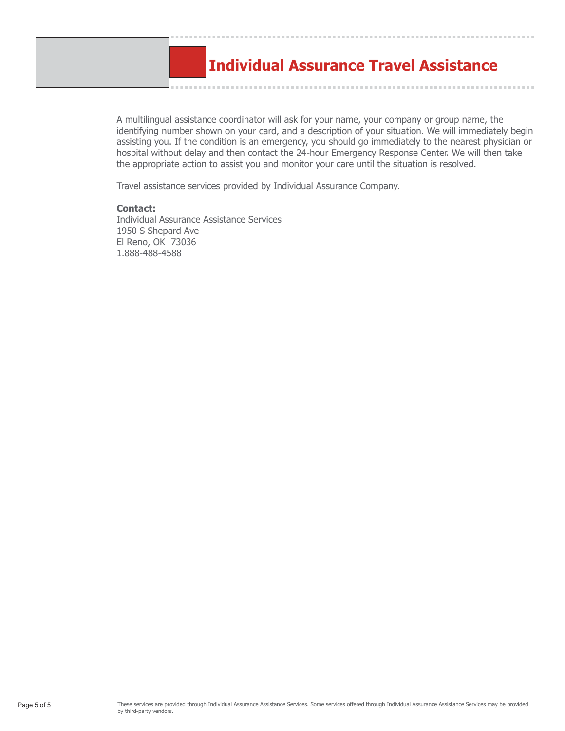# Individual Assurance Travel Assistance

A multilingual assistance coordinator will ask for your name, your company or group name, the identifying number shown on your card, and a description of your situation. We will immediately begin assisting you. If the condition is an emergency, you should go immediately to the nearest physician or hospital without delay and then contact the 24-hour Emergency Response Center. We will then take the appropriate action to assist you and monitor your care until the situation is resolved.

Travel assistance services provided by Individual Assurance Company.

**Contact:**
Individual Assurance Assistance Services
1950 S Shepard Ave
El Reno, OK 73036
1.888-488-4588

These services are provided through Individual Assurance Assistance Services. Some services offered through Individual Assurance Assistance Services may be provided by third-party vendors.